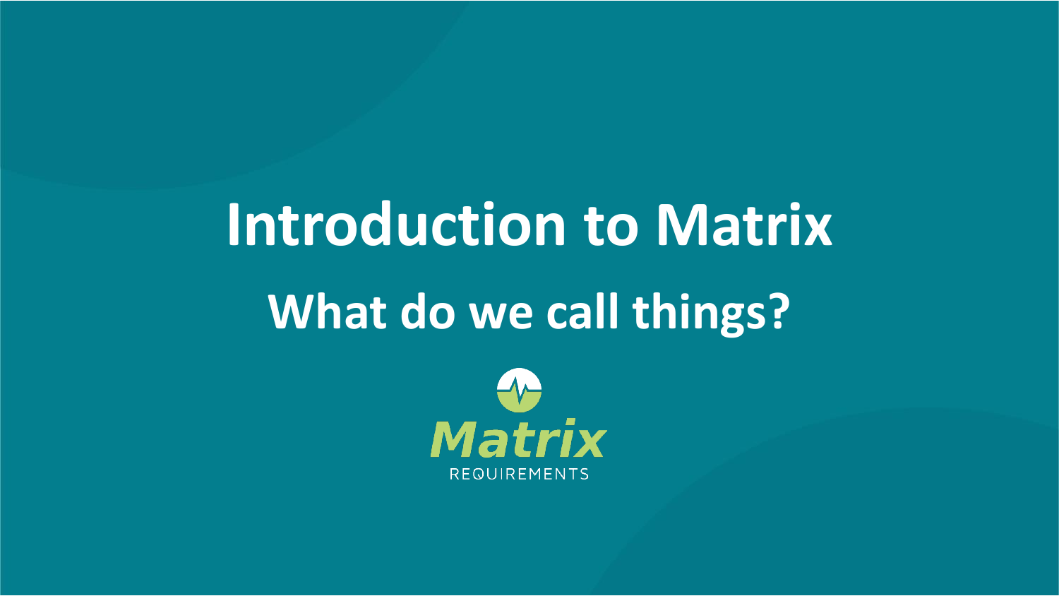# Introduction to Matrix

## What do we call things?

Matrix

REQUIREMENTS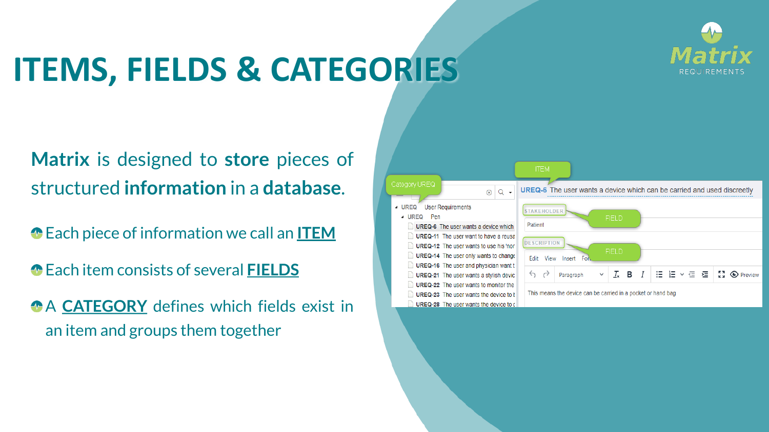# ITEMS, FIELDS & CATEGORIES

**Matrix** is designed to **store** pieces of structured **information** in a **database**.

- Each piece of information we call an **ITEM**
- Each item consists of several **FIELDS**
- A **CATEGORY** defines which fields exist in an item and groups them together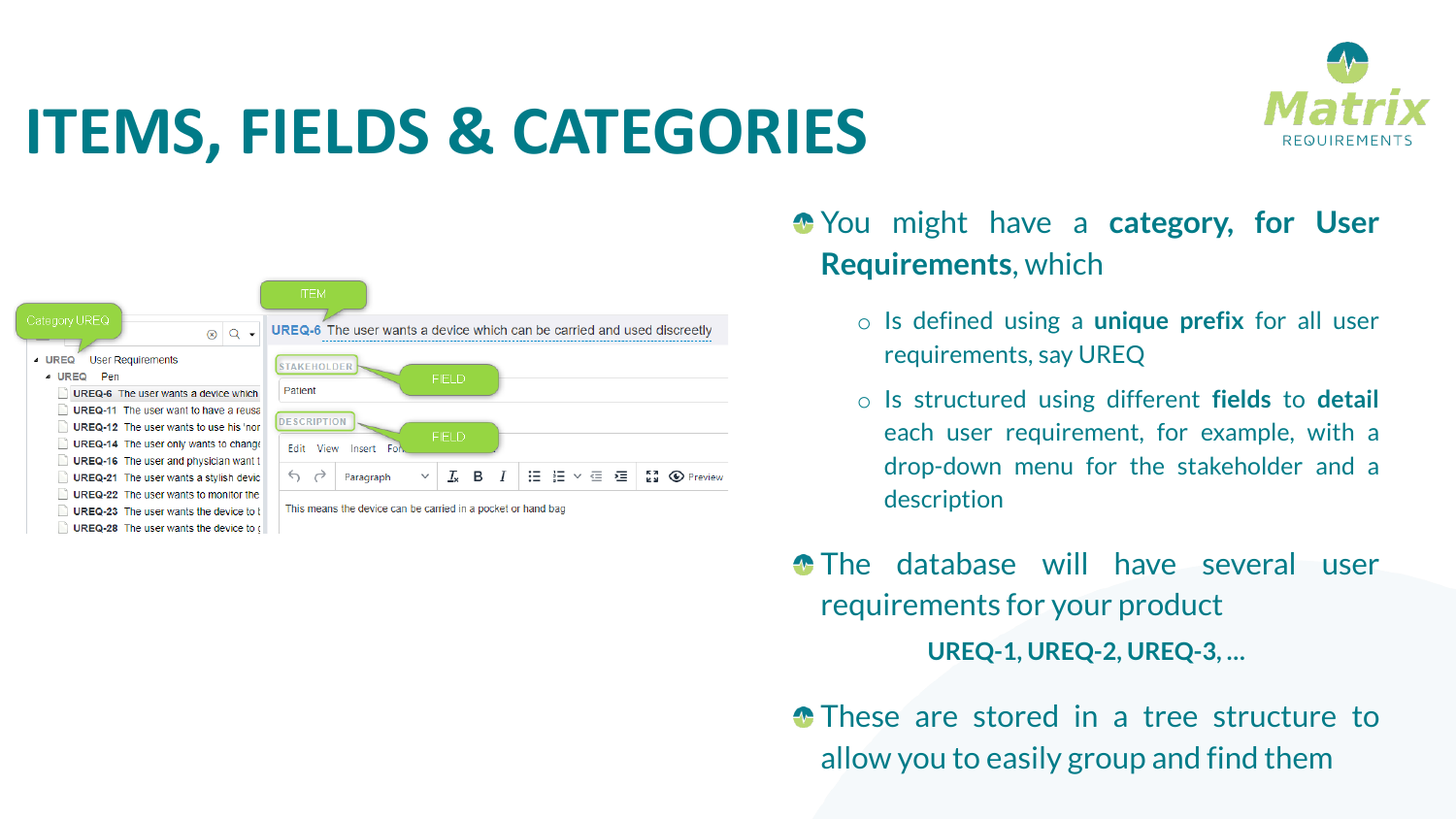# ITEMS, FIELDS & CATEGORIES

- You might have a **category, for User Requirements**, which
  - Is defined using a **unique prefix** for all user requirements, say UREQ
  - Is structured using different **fields** to **detail** each user requirement, for example, with a drop-down menu for the stakeholder and a description
- The database will have several user requirements for your product

  **UREQ-1, UREQ-2, UREQ-3, …**
- These are stored in a tree structure to allow you to easily group and find them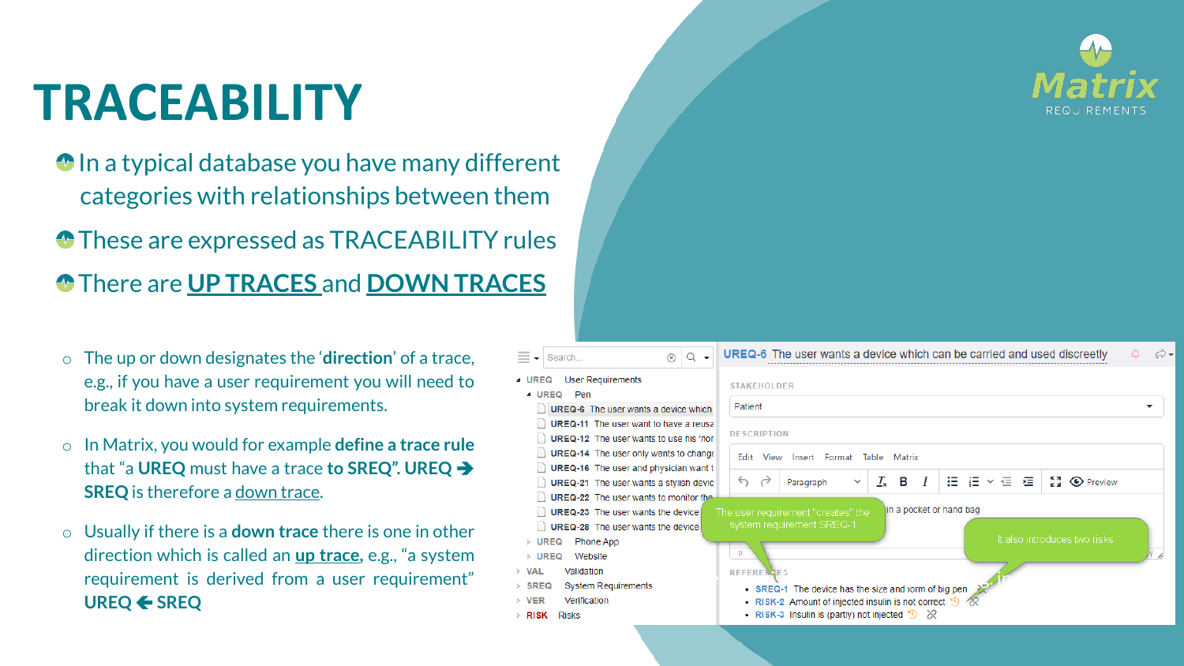# TRACEABILITY

- In a typical database you have many different categories with relationships between them
- These are expressed as TRACEABILITY rules
- There are <u>**UP TRACES**</u> and <u>**DOWN TRACES**</u>

  - The up or down designates the '**direction**' of a trace, e.g., if you have a user requirement you will need to break it down into system requirements.
  - In Matrix, you would for example **define a trace rule** that "a **UREQ** must have a trace **to SREQ**". **UREQ ➔ SREQ** is therefore a <u>down trace</u>.
  - Usually if there is a **down trace** there is one in other direction which is called an **<u>up trace</u>**, e.g., "a system requirement is derived from a user requirement" **UREQ 🡐 SREQ**

| | |
|---|---|
| UREQ | User Requirements |
| UREQ | Pen |
| UREQ-6 | The user wants a device which |
| UREQ-11 | The user want to have a reusa |
| UREQ-12 | The user wants to use his 'nor |
| UREQ-14 | The user only wants to change |
| UREQ-16 | The user and physician want t |
| UREQ-21 | The user wants a stylish devic |
| UREQ-22 | The user wants to monitor the |
| UREQ-23 | The user wants the device |
| UREQ-28 | The user wants the device |
| UREQ | Phone App |
| UREQ | Website |
| VAL | Validation |
| SREQ | System Requirements |
| VER | Verification |
| RISK | Risks |

**UREQ-6** The user wants a device which can be carried and used discreetly

STAKEHOLDER

Patient

DESCRIPTION

in a pocket or hand bag

The user requirement "creates" the system requirement SREQ-1

It also introduces two risks

REFERENCES

- SREQ-1 The device has the size and form of big pen
- RISK-2 Amount of injected insulin is not correct
- RISK-3 Insulin is (partly) not injected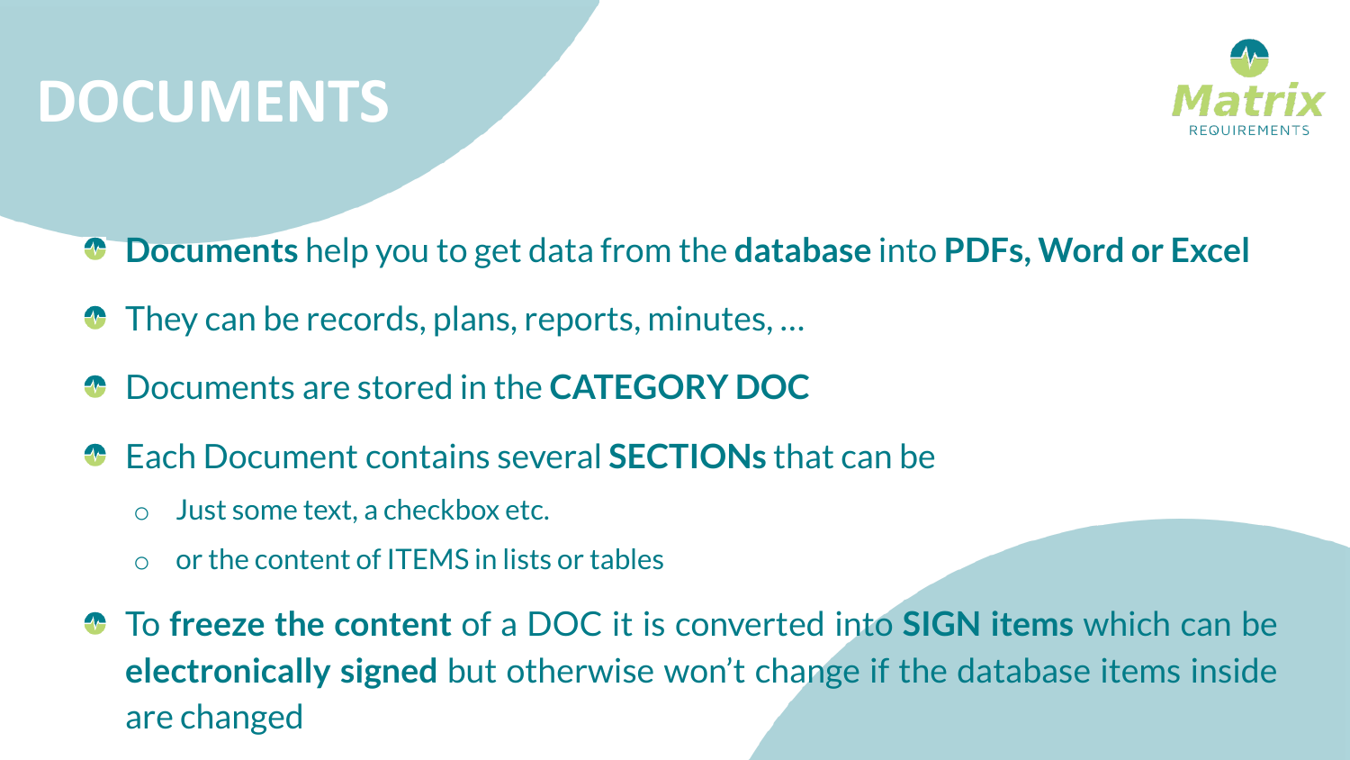# DOCUMENTS

- **Documents** help you to get data from the **database** into **PDFs, Word or Excel**
- They can be records, plans, reports, minutes, …
- Documents are stored in the **CATEGORY DOC**
- Each Document contains several **SECTIONs** that can be
  - Just some text, a checkbox etc.
  - or the content of ITEMS in lists or tables
- To **freeze the content** of a DOC it is converted into **SIGN items** which can be **electronically signed** but otherwise won't change if the database items inside are changed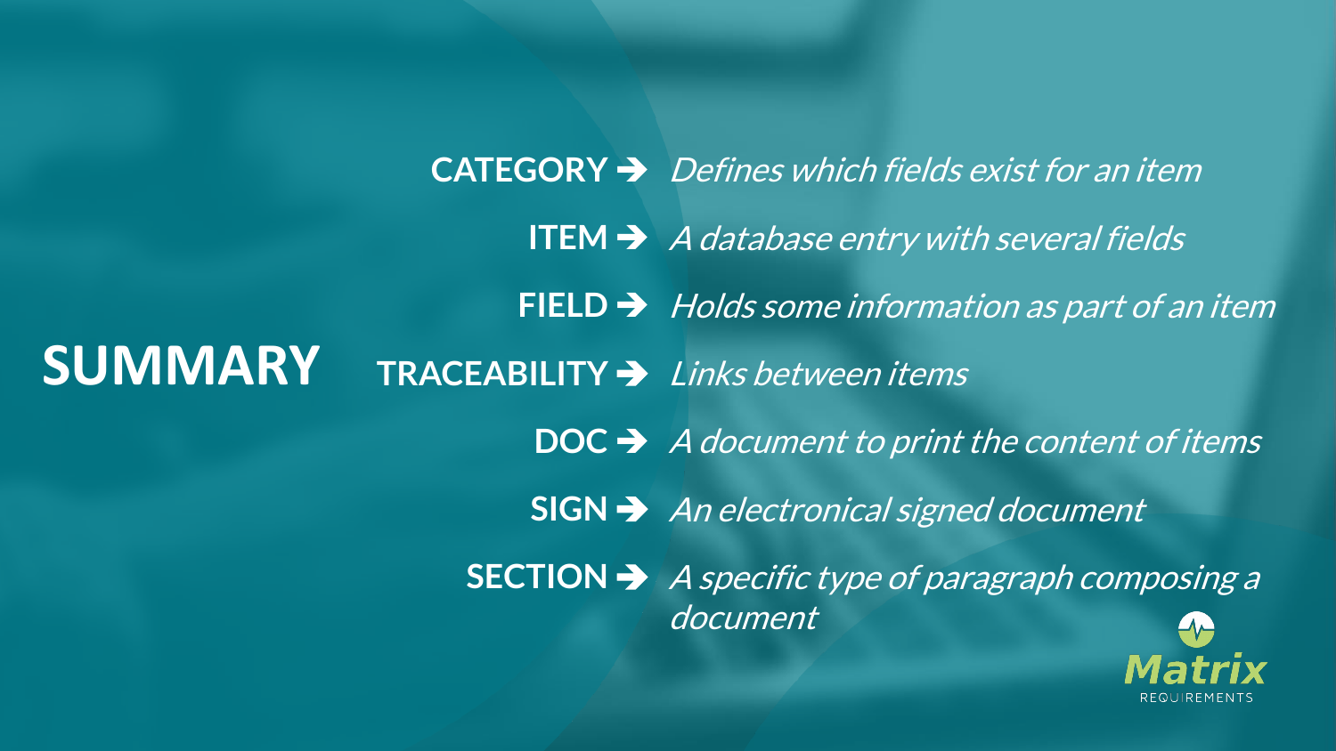# SUMMARY

**CATEGORY** ➔ *Defines which fields exist for an item*

**ITEM** ➔ *A database entry with several fields*

**FIELD** ➔ *Holds some information as part of an item*

**TRACEABILITY** ➔ *Links between items*

**DOC** ➔ *A document to print the content of items*

**SIGN** ➔ *An electronical signed document*

**SECTION** ➔ *A specific type of paragraph composing a document*

Matrix REQUIREMENTS